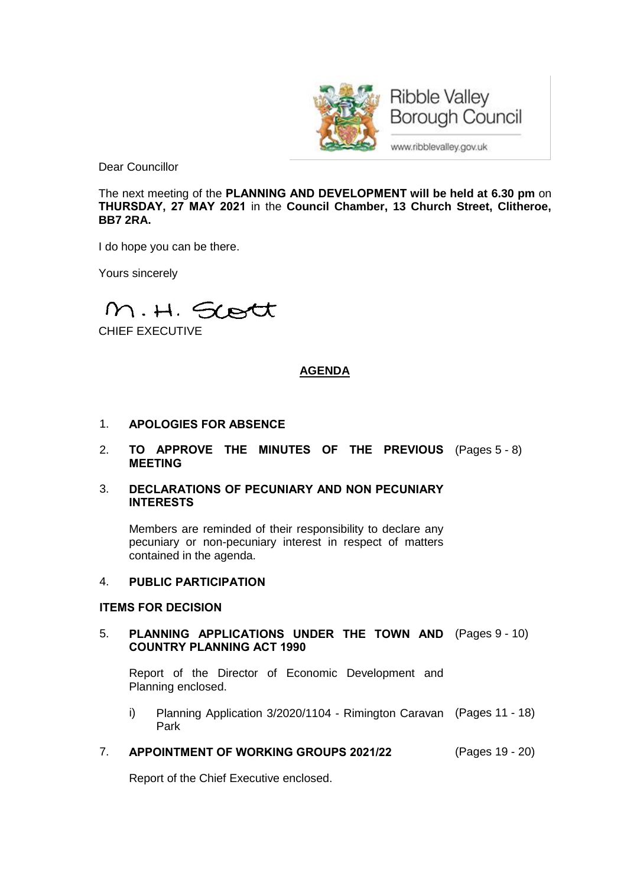Ribble Valley Borough Council

www.ribblevalley.gov.uk

Dear Councillor

The next meeting of the **PLANNING AND DEVELOPMENT will be held at 6.30 pm** on **THURSDAY, 27 MAY 2021** in the **Council Chamber, 13 Church Street, Clitheroe, BB7 2RA.**

I do hope you can be there.

Yours sincerely

M. H. Scott

CHIEF EXECUTIVE

## AGENDA

1. **APOLOGIES FOR ABSENCE**

2. **TO APPROVE THE MINUTES OF THE PREVIOUS MEETING** (Pages 5 - 8)

3. **DECLARATIONS OF PECUNIARY AND NON PECUNIARY INTERESTS**

   Members are reminded of their responsibility to declare any pecuniary or non-pecuniary interest in respect of matters contained in the agenda.

4. **PUBLIC PARTICIPATION**

**ITEMS FOR DECISION**

5. **PLANNING APPLICATIONS UNDER THE TOWN AND COUNTRY PLANNING ACT 1990** (Pages 9 - 10)

   Report of the Director of Economic Development and Planning enclosed.

   i) Planning Application 3/2020/1104 - Rimington Caravan Park (Pages 11 - 18)

7. **APPOINTMENT OF WORKING GROUPS 2021/22** (Pages 19 - 20)

   Report of the Chief Executive enclosed.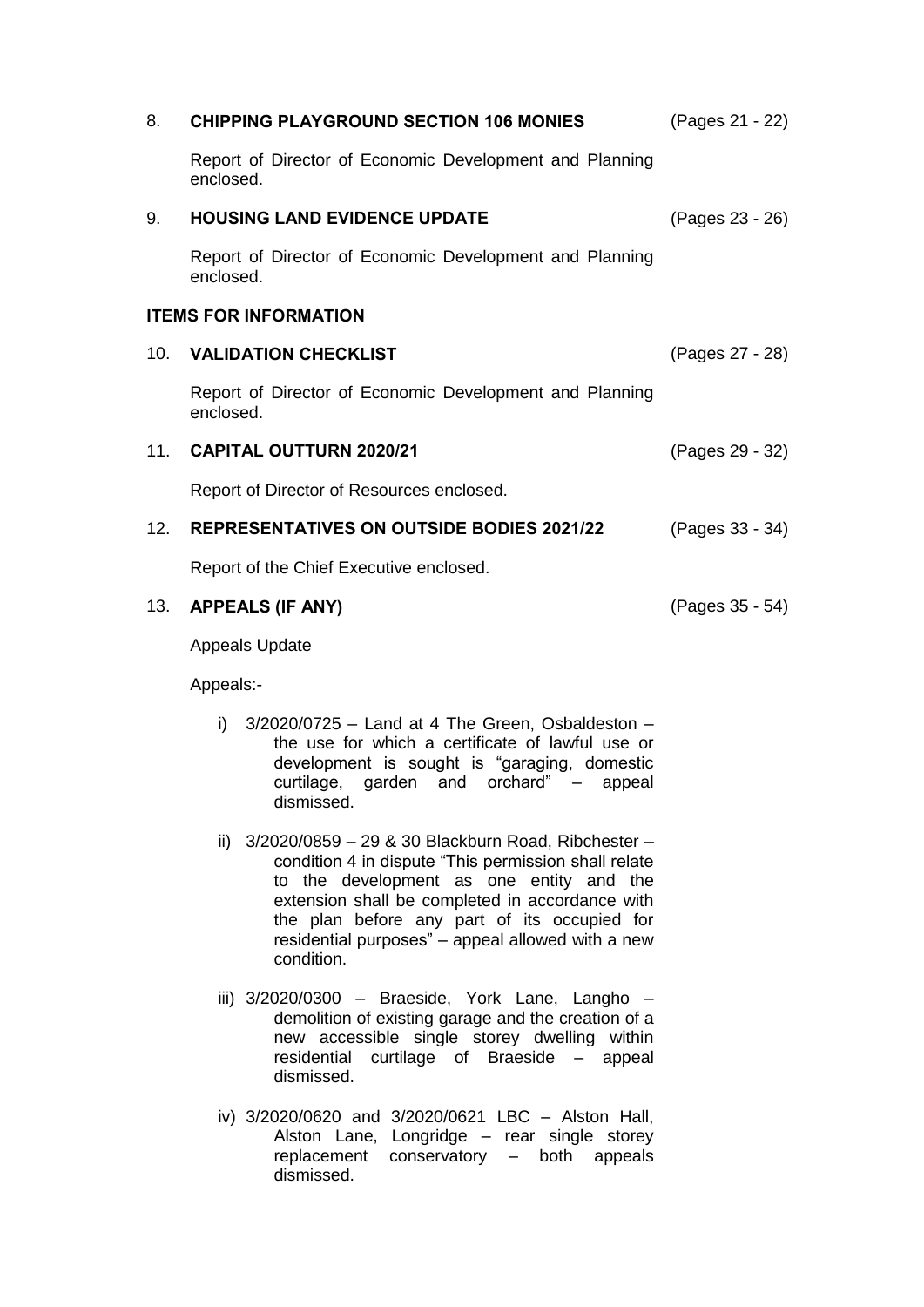8. **CHIPPING PLAYGROUND SECTION 106 MONIES** (Pages 21 - 22)

   Report of Director of Economic Development and Planning enclosed.

9. **HOUSING LAND EVIDENCE UPDATE** (Pages 23 - 26)

   Report of Director of Economic Development and Planning enclosed.

**ITEMS FOR INFORMATION**

10. **VALIDATION CHECKLIST** (Pages 27 - 28)

    Report of Director of Economic Development and Planning enclosed.

11. **CAPITAL OUTTURN 2020/21** (Pages 29 - 32)

    Report of Director of Resources enclosed.

12. **REPRESENTATIVES ON OUTSIDE BODIES 2021/22** (Pages 33 - 34)

    Report of the Chief Executive enclosed.

13. **APPEALS (IF ANY)** (Pages 35 - 54)

    Appeals Update

    Appeals:-

    i) 3/2020/0725 – Land at 4 The Green, Osbaldeston – the use for which a certificate of lawful use or development is sought is "garaging, domestic curtilage, garden and orchard" – appeal dismissed.

    ii) 3/2020/0859 – 29 & 30 Blackburn Road, Ribchester – condition 4 in dispute "This permission shall relate to the development as one entity and the extension shall be completed in accordance with the plan before any part of its occupied for residential purposes" – appeal allowed with a new condition.

    iii) 3/2020/0300 – Braeside, York Lane, Langho – demolition of existing garage and the creation of a new accessible single storey dwelling within residential curtilage of Braeside – appeal dismissed.

    iv) 3/2020/0620 and 3/2020/0621 LBC – Alston Hall, Alston Lane, Longridge – rear single storey replacement conservatory – both appeals dismissed.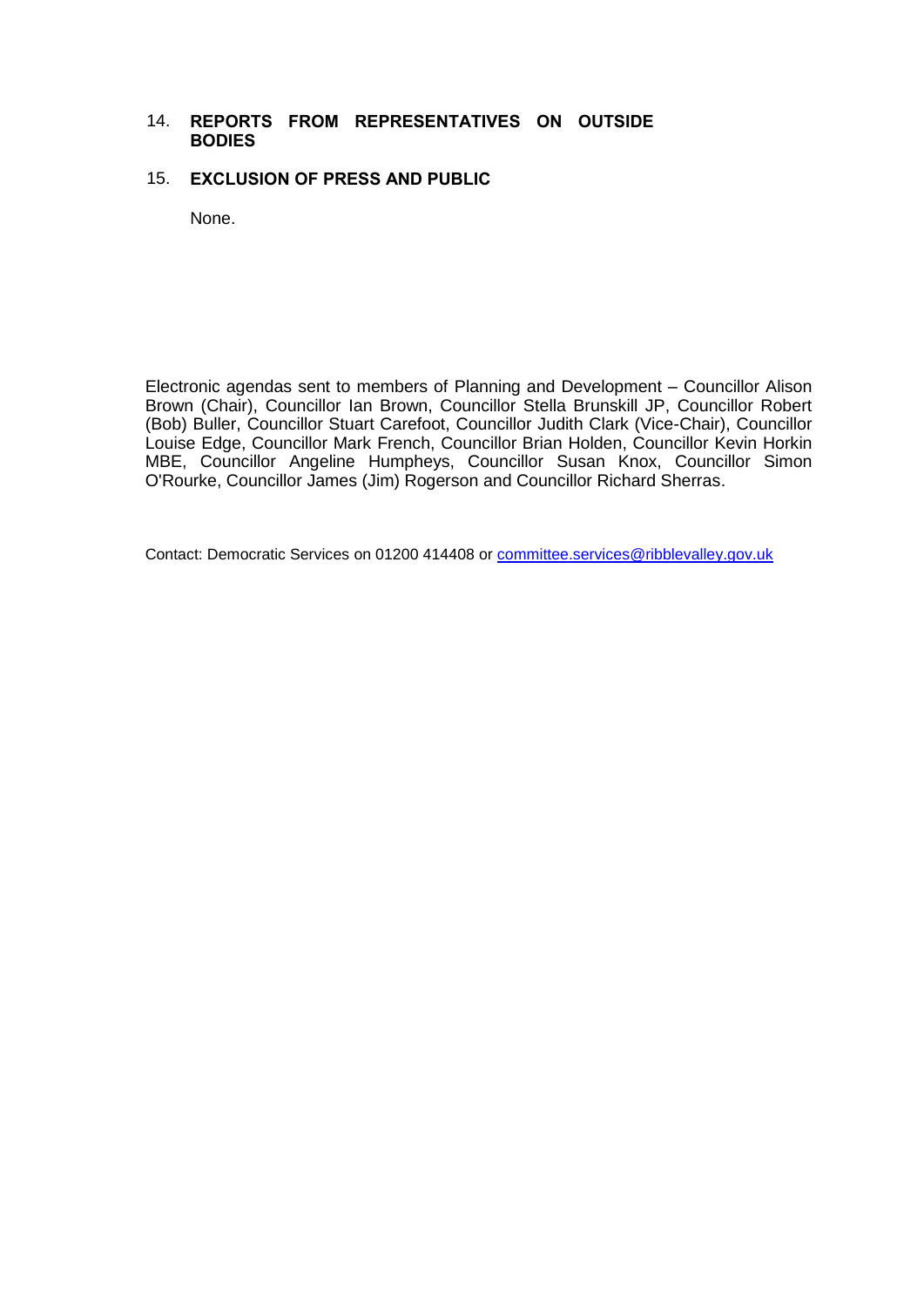14. **REPORTS FROM REPRESENTATIVES ON OUTSIDE BODIES**

15. **EXCLUSION OF PRESS AND PUBLIC**

    None.

Electronic agendas sent to members of Planning and Development – Councillor Alison Brown (Chair), Councillor Ian Brown, Councillor Stella Brunskill JP, Councillor Robert (Bob) Buller, Councillor Stuart Carefoot, Councillor Judith Clark (Vice-Chair), Councillor Louise Edge, Councillor Mark French, Councillor Brian Holden, Councillor Kevin Horkin MBE, Councillor Angeline Humpheys, Councillor Susan Knox, Councillor Simon O'Rourke, Councillor James (Jim) Rogerson and Councillor Richard Sherras.

Contact: Democratic Services on 01200 414408 or committee.services@ribblevalley.gov.uk